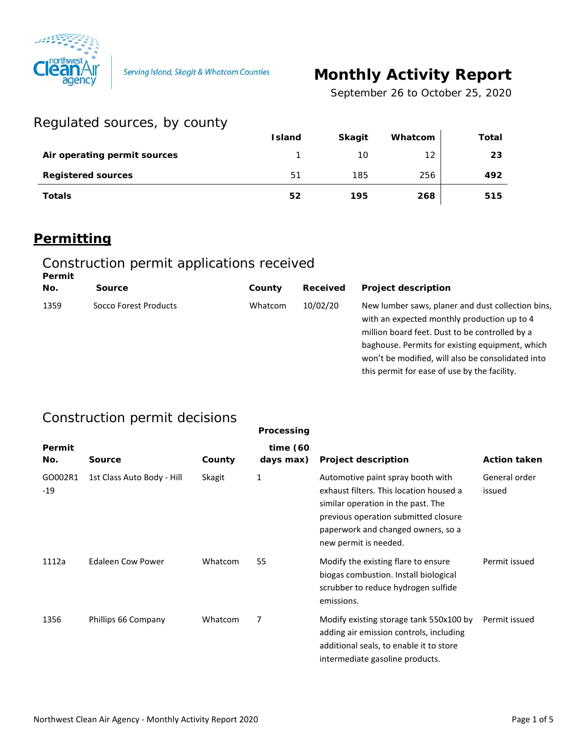Serving Island, Skagit & Whatcom Counties

# Monthly Activity Report

September 26 to October 25, 2020

## Regulated sources, by county

| | Island | Skagit | Whatcom | Total |
|---|---|---|---|---|
| **Air operating permit sources** | 1 | 10 | 12 | **23** |
| **Registered sources** | 51 | 185 | 256 | **492** |
| **Totals** | **52** | **195** | **268** | **515** |

# Permitting

## Construction permit applications received

| Permit No. | Source | County | Received | Project description |
|---|---|---|---|---|
| 1359 | Socco Forest Products | Whatcom | 10/02/20 | New lumber saws, planer and dust collection bins, with an expected monthly production up to 4 million board feet. Dust to be controlled by a baghouse. Permits for existing equipment, which won't be modified, will also be consolidated into this permit for ease of use by the facility. |

## Construction permit decisions

| Permit No. | Source | County | Processing time (60 days max) | Project description | Action taken |
|---|---|---|---|---|---|
| GO002R1-19 | 1st Class Auto Body - Hill | Skagit | 1 | Automotive paint spray booth with exhaust filters. This location housed a similar operation in the past. The previous operation submitted closure paperwork and changed owners, so a new permit is needed. | General order issued |
| 1112a | Edaleen Cow Power | Whatcom | 55 | Modify the existing flare to ensure biogas combustion. Install biological scrubber to reduce hydrogen sulfide emissions. | Permit issued |
| 1356 | Phillips 66 Company | Whatcom | 7 | Modify existing storage tank 550x100 by adding air emission controls, including additional seals, to enable it to store intermediate gasoline products. | Permit issued |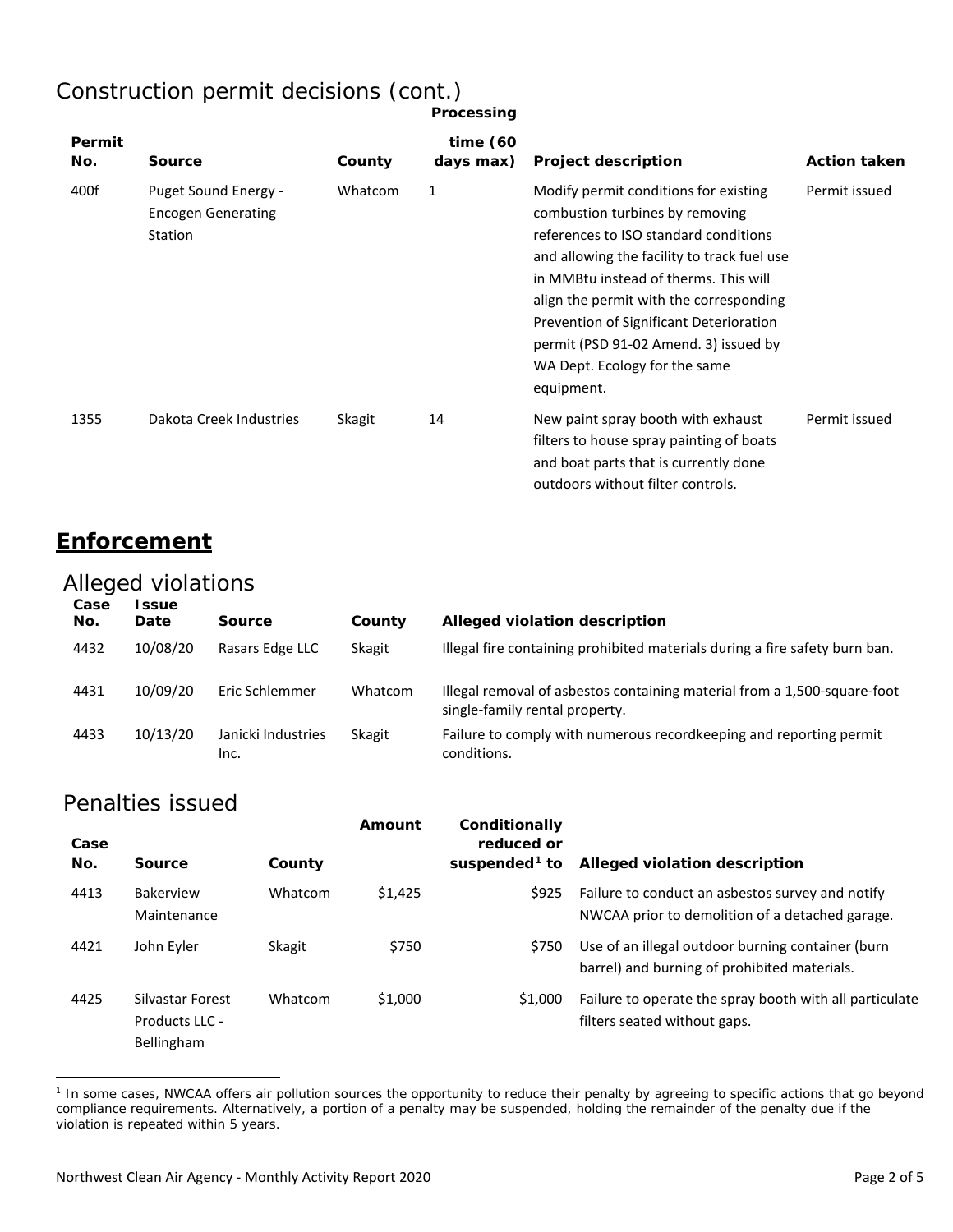## Construction permit decisions (cont.)

| Permit No. | Source | County | Processing time (60 days max) | Project description | Action taken |
|---|---|---|---|---|---|
| 400f | Puget Sound Energy - Encogen Generating Station | Whatcom | 1 | Modify permit conditions for existing combustion turbines by removing references to ISO standard conditions and allowing the facility to track fuel use in MMBtu instead of therms. This will align the permit with the corresponding Prevention of Significant Deterioration permit (PSD 91-02 Amend. 3) issued by WA Dept. Ecology for the same equipment. | Permit issued |
| 1355 | Dakota Creek Industries | Skagit | 14 | New paint spray booth with exhaust filters to house spray painting of boats and boat parts that is currently done outdoors without filter controls. | Permit issued |

# Enforcement

## Alleged violations

| Case No. | Issue Date | Source | County | Alleged violation description |
|---|---|---|---|---|
| 4432 | 10/08/20 | Rasars Edge LLC | Skagit | Illegal fire containing prohibited materials during a fire safety burn ban. |
| 4431 | 10/09/20 | Eric Schlemmer | Whatcom | Illegal removal of asbestos containing material from a 1,500-square-foot single-family rental property. |
| 4433 | 10/13/20 | Janicki Industries Inc. | Skagit | Failure to comply with numerous recordkeeping and reporting permit conditions. |

## Penalties issued

| Case No. | Source | County | Amount | Conditionally reduced or suspended[1] to | Alleged violation description |
|---|---|---|---|---|---|
| 4413 | Bakerview Maintenance | Whatcom | $1,425 | $925 | Failure to conduct an asbestos survey and notify NWCAA prior to demolition of a detached garage. |
| 4421 | John Eyler | Skagit | $750 | $750 | Use of an illegal outdoor burning container (burn barrel) and burning of prohibited materials. |
| 4425 | Silvastar Forest Products LLC - Bellingham | Whatcom | $1,000 | $1,000 | Failure to operate the spray booth with all particulate filters seated without gaps. |

[1] In some cases, NWCAA offers air pollution sources the opportunity to reduce their penalty by agreeing to specific actions that go beyond compliance requirements. Alternatively, a portion of a penalty may be suspended, holding the remainder of the penalty due if the violation is repeated within 5 years.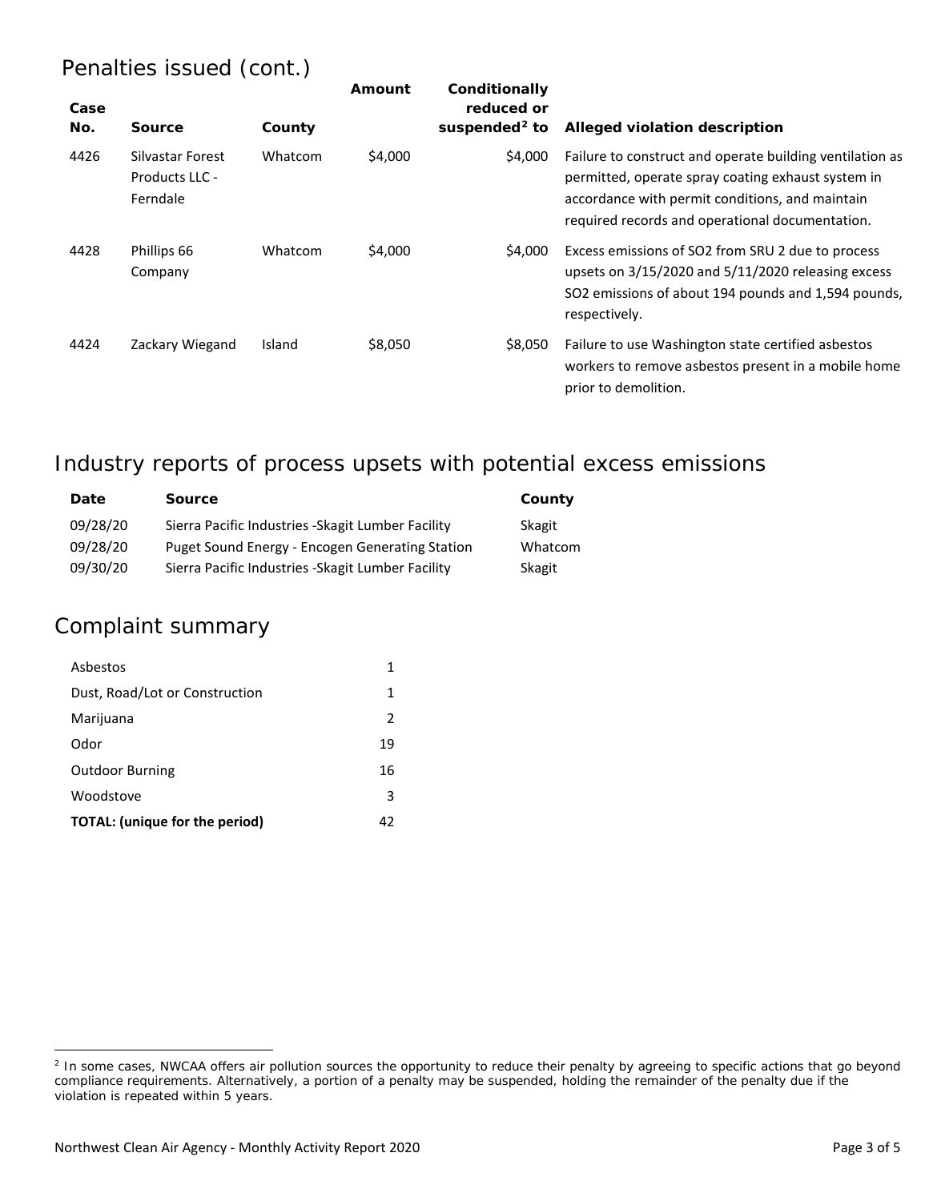## Penalties issued (cont.)

| Case No. | Source | County | Amount | Conditionally reduced or suspended[2] to | Alleged violation description |
|---|---|---|---|---|---|
| 4426 | Silvastar Forest Products LLC - Ferndale | Whatcom | $4,000 | $4,000 | Failure to construct and operate building ventilation as permitted, operate spray coating exhaust system in accordance with permit conditions, and maintain required records and operational documentation. |
| 4428 | Phillips 66 Company | Whatcom | $4,000 | $4,000 | Excess emissions of $SO_2$ from SRU 2 due to process upsets on 3/15/2020 and 5/11/2020 releasing excess $SO_2$ emissions of about 194 pounds and 1,594 pounds, respectively. |
| 4424 | Zackary Wiegand | Island | $8,050 | $8,050 | Failure to use Washington state certified asbestos workers to remove asbestos present in a mobile home prior to demolition. |

## Industry reports of process upsets with potential excess emissions

| Date | Source | County |
|---|---|---|
| 09/28/20 | Sierra Pacific Industries -Skagit Lumber Facility | Skagit |
| 09/28/20 | Puget Sound Energy - Encogen Generating Station | Whatcom |
| 09/30/20 | Sierra Pacific Industries -Skagit Lumber Facility | Skagit |

## Complaint summary

| | |
|---|---|
| Asbestos | 1 |
| Dust, Road/Lot or Construction | 1 |
| Marijuana | 2 |
| Odor | 19 |
| Outdoor Burning | 16 |
| Woodstove | 3 |
| **TOTAL: (unique for the period)** | 42 |

[2] In some cases, NWCAA offers air pollution sources the opportunity to reduce their penalty by agreeing to specific actions that go beyond compliance requirements. Alternatively, a portion of a penalty may be suspended, holding the remainder of the penalty due if the violation is repeated within 5 years.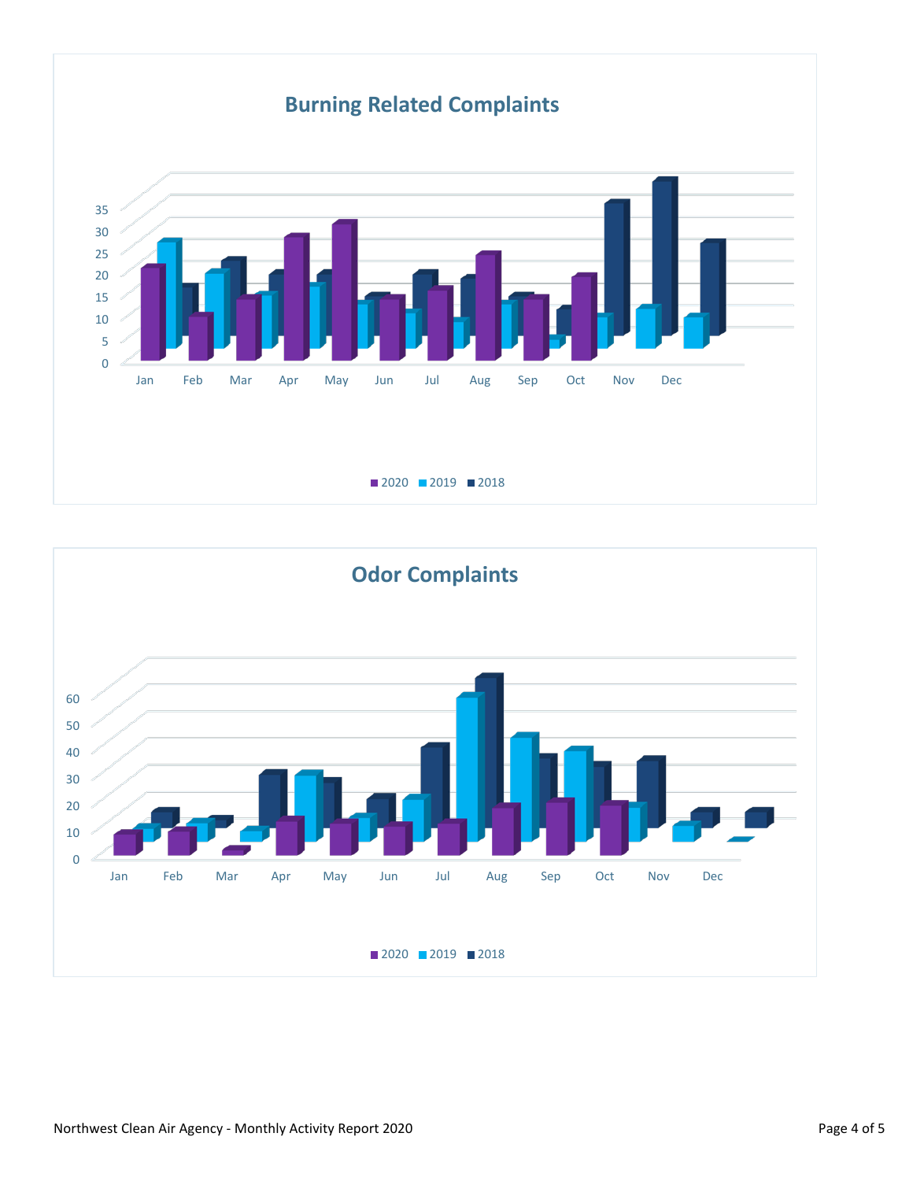## Burning Related Complaints

35
30
25
20
15
10
5
0

Jan Feb Mar Apr May Jun Jul Aug Sep Oct Nov Dec

2020 2019 2018

## Odor Complaints

60
50
40
30
20
10
0

Jan Feb Mar Apr May Jun Jul Aug Sep Oct Nov Dec

2020 2019 2018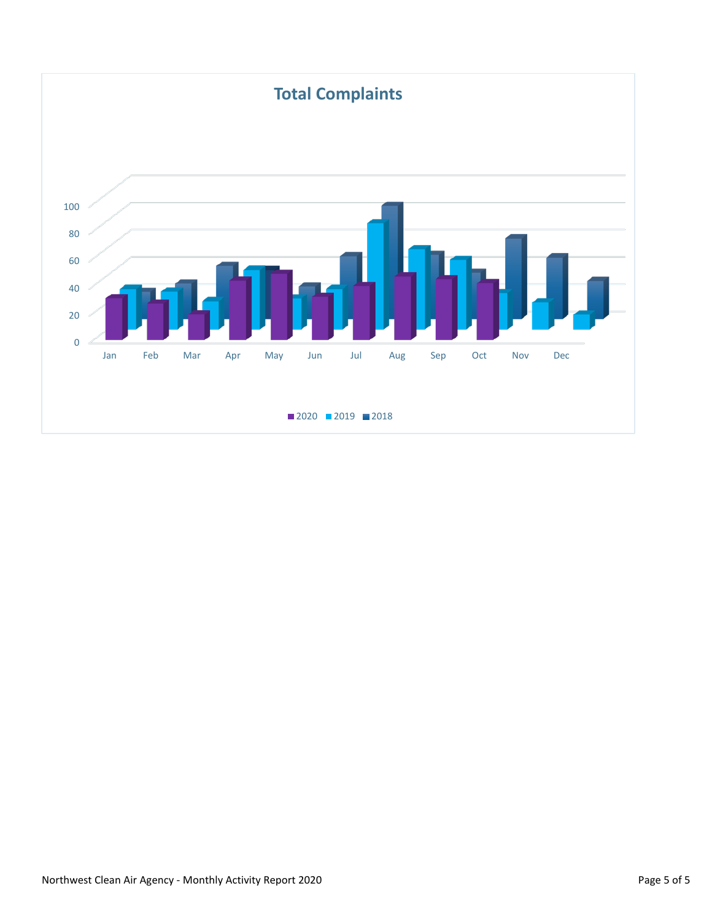Total Complaints

100
80
60
40
20
0

Jan Feb Mar Apr May Jun Jul Aug Sep Oct Nov Dec

2020 2019 2018